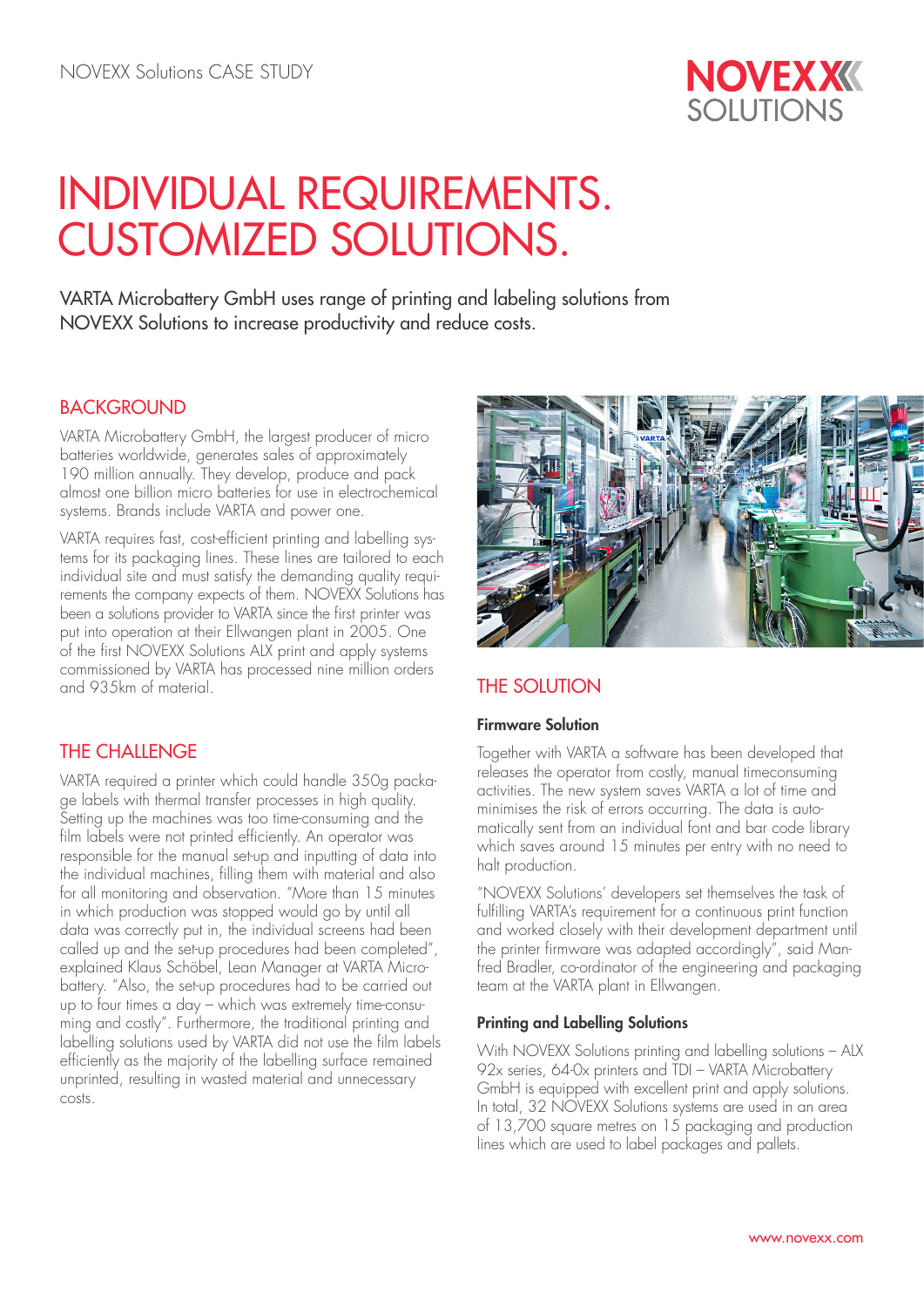NOVEXX Solutions CASE STUDY

# INDIVIDUAL REQUIREMENTS. CUSTOMIZED SOLUTIONS.

VARTA Microbattery GmbH uses range of printing and labeling solutions from NOVEXX Solutions to increase productivity and reduce costs.

## BACKGROUND

VARTA Microbattery GmbH, the largest producer of micro batteries worldwide, generates sales of approximately 190 million annually. They develop, produce and pack almost one billion micro batteries for use in electrochemical systems. Brands include VARTA and power one.

VARTA requires fast, cost-efficient printing and labelling systems for its packaging lines. These lines are tailored to each individual site and must satisfy the demanding quality requirements the company expects of them. NOVEXX Solutions has been a solutions provider to VARTA since the first printer was put into operation at their Ellwangen plant in 2005. One of the first NOVEXX Solutions ALX print and apply systems commissioned by VARTA has processed nine million orders and 935km of material.

## THE CHALLENGE

VARTA required a printer which could handle 350g package labels with thermal transfer processes in high quality. Setting up the machines was too time-consuming and the film labels were not printed efficiently. An operator was responsible for the manual set-up and inputting of data into the individual machines, filling them with material and also for all monitoring and observation. "More than 15 minutes in which production was stopped would go by until all data was correctly put in, the individual screens had been called up and the set-up procedures had been completed", explained Klaus Schöbel, Lean Manager at VARTA Microbattery. "Also, the set-up procedures had to be carried out up to four times a day – which was extremely time-consuming and costly". Furthermore, the traditional printing and labelling solutions used by VARTA did not use the film labels efficiently as the majority of the labelling surface remained unprinted, resulting in wasted material and unnecessary costs.

## THE SOLUTION

### Firmware Solution

Together with VARTA a software has been developed that releases the operator from costly, manual timeconsuming activities. The new system saves VARTA a lot of time and minimises the risk of errors occurring. The data is automatically sent from an individual font and bar code library which saves around 15 minutes per entry with no need to halt production.

"NOVEXX Solutions' developers set themselves the task of fulfilling VARTA's requirement for a continuous print function and worked closely with their development department until the printer firmware was adapted accordingly", said Manfred Bradler, co-ordinator of the engineering and packaging team at the VARTA plant in Ellwangen.

### Printing and Labelling Solutions

With NOVEXX Solutions printing and labelling solutions – ALX 92x series, 64-0x printers and TDI – VARTA Microbattery GmbH is equipped with excellent print and apply solutions. In total, 32 NOVEXX Solutions systems are used in an area of 13,700 square metres on 15 packaging and production lines which are used to label packages and pallets.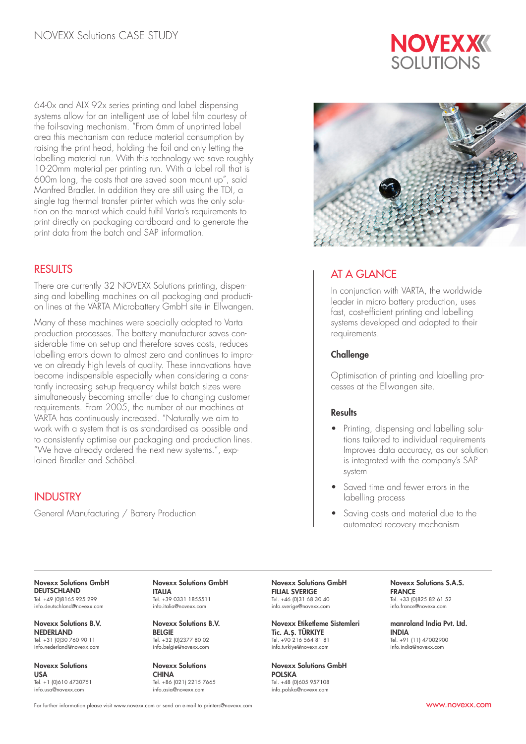64-0x and ALX 92x series printing and label dispensing systems allow for an intelligent use of label film courtesy of the foil-saving mechanism. "From 6mm of unprinted label area this mechanism can reduce material consumption by raising the print head, holding the foil and only letting the labelling material run. With this technology we save roughly 10-20mm material per printing run. With a label roll that is 600m long, the costs that are saved soon mount up", said Manfred Bradler. In addition they are still using the TDI, a single tag thermal transfer printer which was the only solution on the market which could fulfil Varta's requirements to print directly on packaging cardboard and to generate the print data from the batch and SAP information.

## RESULTS

There are currently 32 NOVEXX Solutions printing, dispensing and labelling machines on all packaging and production lines at the VARTA Microbattery GmbH site in Ellwangen.

Many of these machines were specially adapted to Varta production processes. The battery manufacturer saves considerable time on set-up and therefore saves costs, reduces labelling errors down to almost zero and continues to improve on already high levels of quality. These innovations have become indispensible especially when considering a constantly increasing set-up frequency whilst batch sizes were simultaneously becoming smaller due to changing customer requirements. From 2005, the number of our machines at VARTA has continuously increased. "Naturally we aim to work with a system that is as standardised as possible and to consistently optimise our packaging and production lines. "We have already ordered the next new systems.", explained Bradler and Schöbel.

## INDUSTRY

General Manufacturing / Battery Production

## AT A GLANCE

In conjunction with VARTA, the worldwide leader in micro battery production, uses fast, cost-efficient printing and labelling systems developed and adapted to their requirements.

### Challenge

Optimisation of printing and labelling processes at the Ellwangen site.

### Results

- Printing, dispensing and labelling solutions tailored to individual requirements Improves data accuracy, as our solution is integrated with the company's SAP system
- Saved time and fewer errors in the labelling process
- Saving costs and material due to the automated recovery mechanism

**Novexx Solutions GmbH**
**DEUTSCHLAND**
Tel. +49 (0)8165 925 299
info.deutschland@novexx.com

**Novexx Solutions GmbH**
**ITALIA**
Tel. +39 0331 1855511
info.italia@novexx.com

**Novexx Solutions GmbH**
**FILIAL SVERIGE**
Tel. +46 (0)31 68 30 40
info.sverige@novexx.com

**Novexx Solutions S.A.S.**
**FRANCE**
Tel. +33 (0)825 82 61 52
info.france@novexx.com

**Novexx Solutions B.V.**
**NEDERLAND**
Tel. +31 (0)30 760 90 11
info.nederland@novexx.com

**Novexx Solutions B.V.**
**BELGIE**
Tel. +32 (0)2377 80 02
info.belgie@novexx.com

**Novexx Etiketleme Sistemleri Tic. A.Ş. TÜRKIYE**
Tel. +90 216 564 81 81
info.turkiye@novexx.com

**manroland India Pvt. Ltd.**
**INDIA**
Tel. +91 (11) 47002900
info.india@novexx.com

**Novexx Solutions**
**USA**
Tel. +1 (0)610 4730751
info.usa@novexx.com

**Novexx Solutions**
**CHINA**
Tel. +86 (021) 2215 7665
info.asia@novexx.com

**Novexx Solutions GmbH**
**POLSKA**
Tel. +48 (0)605 957108
info.polska@novexx.com

For further information please visit www.novexx.com or send an e-mail to printers@novexx.com

www.novexx.com